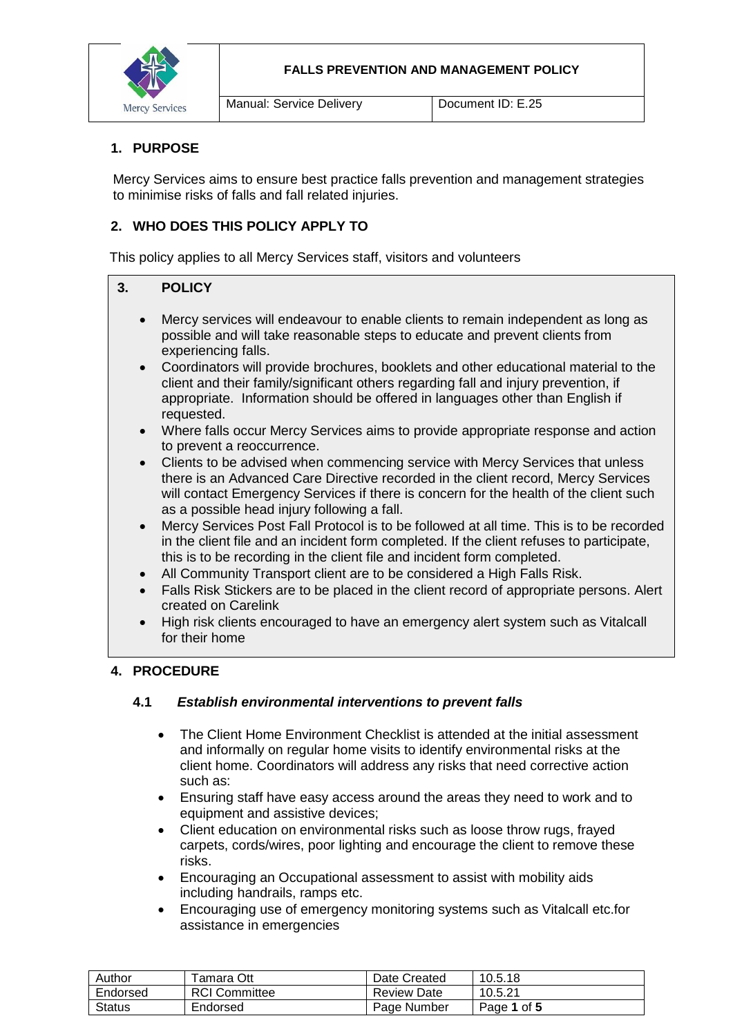| | FALLS PREVENTION AND MANAGEMENT POLICY | |
|---|---|---|
| Mercy Services | Manual: Service Delivery | Document ID: E.25 |

## 1. PURPOSE

Mercy Services aims to ensure best practice falls prevention and management strategies to minimise risks of falls and fall related injuries.

## 2. WHO DOES THIS POLICY APPLY TO

This policy applies to all Mercy Services staff, visitors and volunteers

## 3. POLICY

- Mercy services will endeavour to enable clients to remain independent as long as possible and will take reasonable steps to educate and prevent clients from experiencing falls.
- Coordinators will provide brochures, booklets and other educational material to the client and their family/significant others regarding fall and injury prevention, if appropriate. Information should be offered in languages other than English if requested.
- Where falls occur Mercy Services aims to provide appropriate response and action to prevent a reoccurrence.
- Clients to be advised when commencing service with Mercy Services that unless there is an Advanced Care Directive recorded in the client record, Mercy Services will contact Emergency Services if there is concern for the health of the client such as a possible head injury following a fall.
- Mercy Services Post Fall Protocol is to be followed at all time. This is to be recorded in the client file and an incident form completed. If the client refuses to participate, this is to be recording in the client file and incident form completed.
- All Community Transport client are to be considered a High Falls Risk.
- Falls Risk Stickers are to be placed in the client record of appropriate persons. Alert created on Carelink
- High risk clients encouraged to have an emergency alert system such as Vitalcall for their home

## 4. PROCEDURE

### 4.1 *Establish environmental interventions to prevent falls*

- The Client Home Environment Checklist is attended at the initial assessment and informally on regular home visits to identify environmental risks at the client home. Coordinators will address any risks that need corrective action such as:
- Ensuring staff have easy access around the areas they need to work and to equipment and assistive devices;
- Client education on environmental risks such as loose throw rugs, frayed carpets, cords/wires, poor lighting and encourage the client to remove these risks.
- Encouraging an Occupational assessment to assist with mobility aids including handrails, ramps etc.
- Encouraging use of emergency monitoring systems such as Vitalcall etc.for assistance in emergencies

| Author | Tamara Ott | Date Created | 10.5.18 |
|---|---|---|---|
| Endorsed | RCI Committee | Review Date | 10.5.21 |
| Status | Endorsed | Page Number | Page **1** of **5** |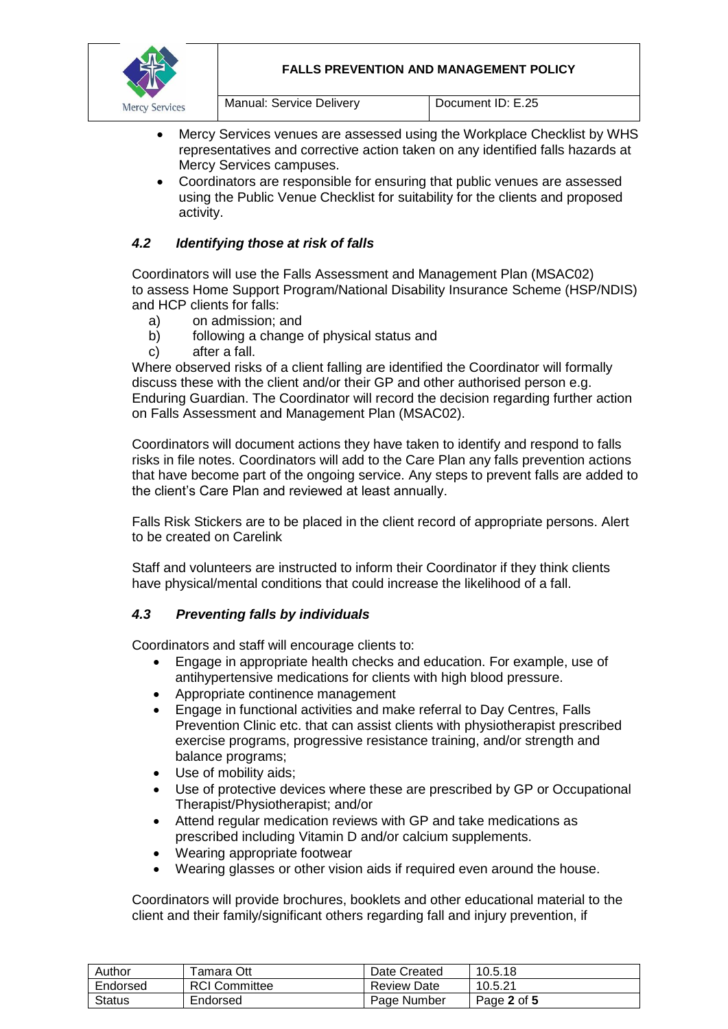- Mercy Services venues are assessed using the Workplace Checklist by WHS representatives and corrective action taken on any identified falls hazards at Mercy Services campuses.
- Coordinators are responsible for ensuring that public venues are assessed using the Public Venue Checklist for suitability for the clients and proposed activity.

### *4.2 Identifying those at risk of falls*

Coordinators will use the Falls Assessment and Management Plan (MSAC02) to assess Home Support Program/National Disability Insurance Scheme (HSP/NDIS) and HCP clients for falls:

a) on admission; and
b) following a change of physical status and
c) after a fall.

Where observed risks of a client falling are identified the Coordinator will formally discuss these with the client and/or their GP and other authorised person e.g. Enduring Guardian. The Coordinator will record the decision regarding further action on Falls Assessment and Management Plan (MSAC02).

Coordinators will document actions they have taken to identify and respond to falls risks in file notes. Coordinators will add to the Care Plan any falls prevention actions that have become part of the ongoing service. Any steps to prevent falls are added to the client's Care Plan and reviewed at least annually.

Falls Risk Stickers are to be placed in the client record of appropriate persons. Alert to be created on Carelink

Staff and volunteers are instructed to inform their Coordinator if they think clients have physical/mental conditions that could increase the likelihood of a fall.

### *4.3 Preventing falls by individuals*

Coordinators and staff will encourage clients to:

- Engage in appropriate health checks and education. For example, use of antihypertensive medications for clients with high blood pressure.
- Appropriate continence management
- Engage in functional activities and make referral to Day Centres, Falls Prevention Clinic etc. that can assist clients with physiotherapist prescribed exercise programs, progressive resistance training, and/or strength and balance programs;
- Use of mobility aids;
- Use of protective devices where these are prescribed by GP or Occupational Therapist/Physiotherapist; and/or
- Attend regular medication reviews with GP and take medications as prescribed including Vitamin D and/or calcium supplements.
- Wearing appropriate footwear
- Wearing glasses or other vision aids if required even around the house.

Coordinators will provide brochures, booklets and other educational material to the client and their family/significant others regarding fall and injury prevention, if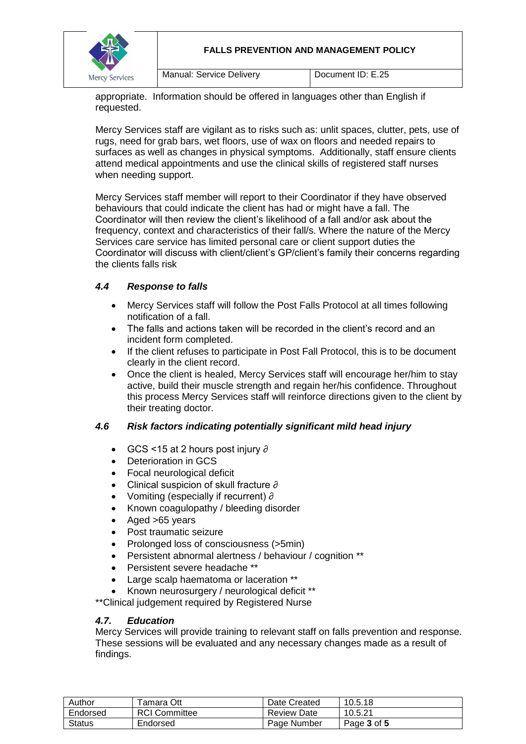appropriate. Information should be offered in languages other than English if requested.

Mercy Services staff are vigilant as to risks such as: unlit spaces, clutter, pets, use of rugs, need for grab bars, wet floors, use of wax on floors and needed repairs to surfaces as well as changes in physical symptoms. Additionally, staff ensure clients attend medical appointments and use the clinical skills of registered staff nurses when needing support.

Mercy Services staff member will report to their Coordinator if they have observed behaviours that could indicate the client has had or might have a fall. The Coordinator will then review the client's likelihood of a fall and/or ask about the frequency, context and characteristics of their fall/s. Where the nature of the Mercy Services care service has limited personal care or client support duties the Coordinator will discuss with client/client's GP/client's family their concerns regarding the clients falls risk

### *4.4 Response to falls*

- Mercy Services staff will follow the Post Falls Protocol at all times following notification of a fall.
- The falls and actions taken will be recorded in the client's record and an incident form completed.
- If the client refuses to participate in Post Fall Protocol, this is to be document clearly in the client record.
- Once the client is healed, Mercy Services staff will encourage her/him to stay active, build their muscle strength and regain her/his confidence. Throughout this process Mercy Services staff will reinforce directions given to the client by their treating doctor.

### *4.6 Risk factors indicating potentially significant mild head injury*

- GCS <15 at 2 hours post injury ∂
- Deterioration in GCS
- Focal neurological deficit
- Clinical suspicion of skull fracture ∂
- Vomiting (especially if recurrent) ∂
- Known coagulopathy / bleeding disorder
- Aged >65 years
- Post traumatic seizure
- Prolonged loss of consciousness (>5min)
- Persistent abnormal alertness / behaviour / cognition **
- Persistent severe headache **
- Large scalp haematoma or laceration **
- Known neurosurgery / neurological deficit **

**Clinical judgement required by Registered Nurse

### *4.7. Education*

Mercy Services will provide training to relevant staff on falls prevention and response. These sessions will be evaluated and any necessary changes made as a result of findings.

| Author | Tamara Ott | Date Created | 10.5.18 |
|---|---|---|---|
| Endorsed | RCI Committee | Review Date | 10.5.21 |
| Status | Endorsed | Page Number | Page **3** of **5** |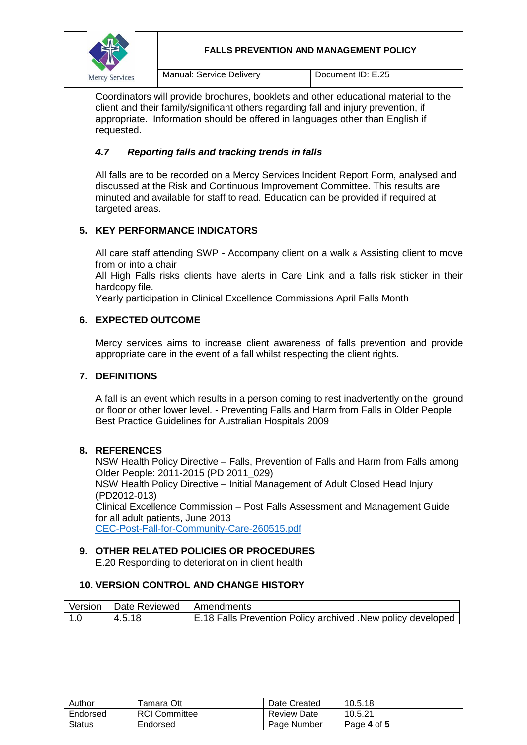Coordinators will provide brochures, booklets and other educational material to the client and their family/significant others regarding fall and injury prevention, if appropriate. Information should be offered in languages other than English if requested.

### *4.7 Reporting falls and tracking trends in falls*

All falls are to be recorded on a Mercy Services Incident Report Form, analysed and discussed at the Risk and Continuous Improvement Committee. This results are minuted and available for staff to read. Education can be provided if required at targeted areas.

## 5. KEY PERFORMANCE INDICATORS

All care staff attending SWP - Accompany client on a walk & Assisting client to move from or into a chair

All High Falls risks clients have alerts in Care Link and a falls risk sticker in their hardcopy file.

Yearly participation in Clinical Excellence Commissions April Falls Month

## 6. EXPECTED OUTCOME

Mercy services aims to increase client awareness of falls prevention and provide appropriate care in the event of a fall whilst respecting the client rights.

## 7. DEFINITIONS

A fall is an event which results in a person coming to rest inadvertently on the ground or floor or other lower level. - Preventing Falls and Harm from Falls in Older People Best Practice Guidelines for Australian Hospitals 2009

## 8. REFERENCES

NSW Health Policy Directive – Falls, Prevention of Falls and Harm from Falls among Older People: 2011-2015 (PD 2011_029)

NSW Health Policy Directive – Initial Management of Adult Closed Head Injury (PD2012-013)

Clinical Excellence Commission – Post Falls Assessment and Management Guide for all adult patients, June 2013

[CEC-Post-Fall-for-Community-Care-260515.pdf]

## 9. OTHER RELATED POLICIES OR PROCEDURES

E.20 Responding to deterioration in client health

## 10. VERSION CONTROL AND CHANGE HISTORY

| Version | Date Reviewed | Amendments |
|---|---|---|
| 1.0 | 4.5.18 | E.18 Falls Prevention Policy archived .New policy developed |

| Author | Tamara Ott | Date Created | 10.5.18 |
|---|---|---|---|
| Endorsed | RCI Committee | Review Date | 10.5.21 |
| Status | Endorsed | Page Number | Page **4** of **5** |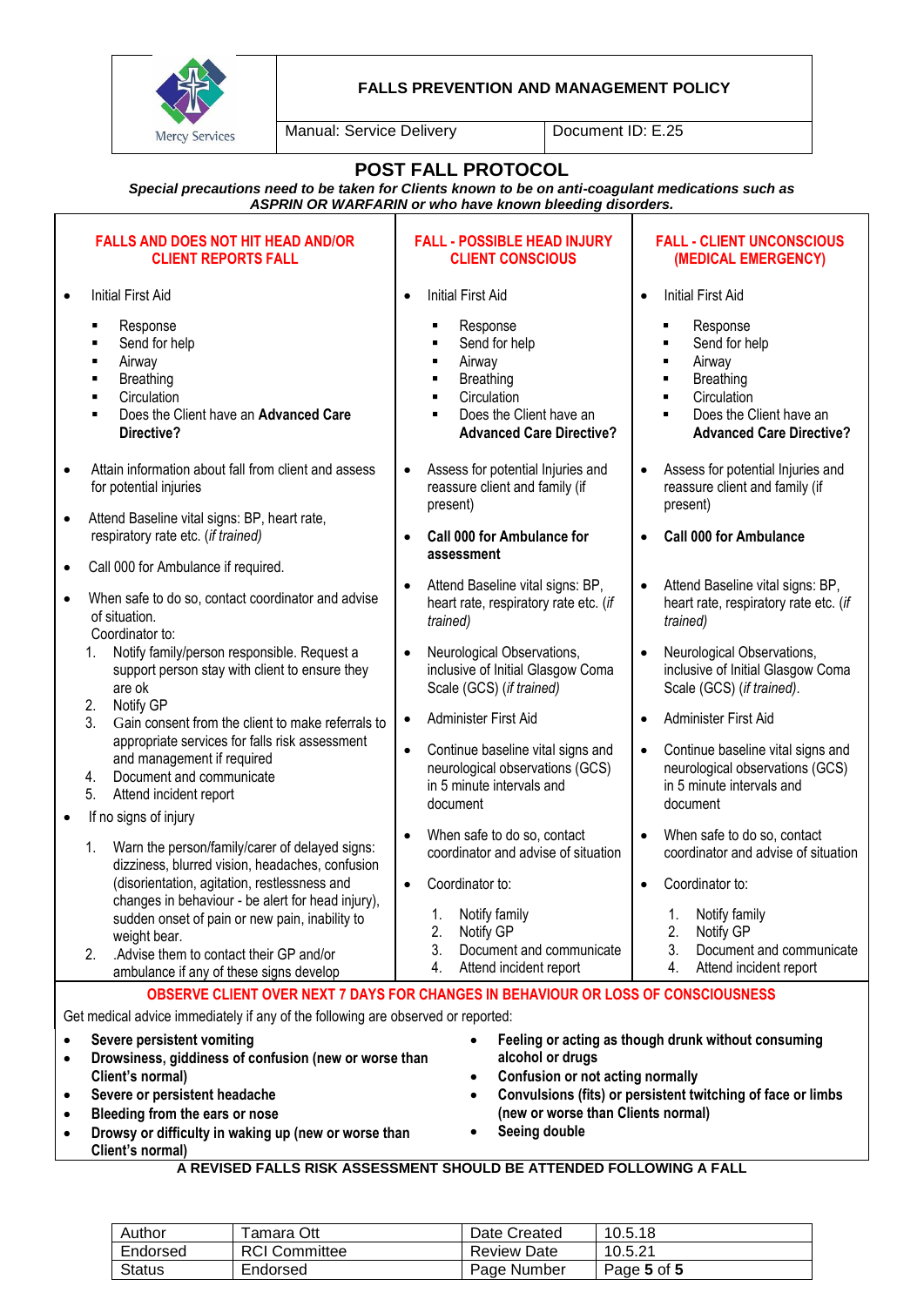# POST FALL PROTOCOL

***Special precautions need to be taken for Clients known to be on anti-coagulant medications such as ASPRIN OR WARFARIN or who have known bleeding disorders.***

| FALLS AND DOES NOT HIT HEAD AND/OR CLIENT REPORTS FALL | FALL - POSSIBLE HEAD INJURY CLIENT CONSCIOUS | FALL - CLIENT UNCONSCIOUS (MEDICAL EMERGENCY) |
|---|---|---|
| • Initial First Aid<br>▪ Response<br>▪ Send for help<br>▪ Airway<br>▪ Breathing<br>▪ Circulation<br>▪ Does the Client have an **Advanced Care Directive?**<br><br>• Attain information about fall from client and assess for potential injuries<br>• Attend Baseline vital signs: BP, heart rate, respiratory rate etc. (*if trained)*<br>• Call 000 for Ambulance if required.<br>• When safe to do so, contact coordinator and advise of situation.<br>Coordinator to:<br>1. Notify family/person responsible. Request a support person stay with client to ensure they are ok<br>2. Notify GP<br>3. Gain consent from the client to make referrals to appropriate services for falls risk assessment and management if required<br>4. Document and communicate<br>5. Attend incident report<br>• If no signs of injury<br>1. Warn the person/family/carer of delayed signs: dizziness, blurred vision, headaches, confusion (disorientation, agitation, restlessness and changes in behaviour - be alert for head injury), sudden onset of pain or new pain, inability to weight bear.<br>2. .Advise them to contact their GP and/or ambulance if any of these signs develop | • Initial First Aid<br>▪ Response<br>▪ Send for help<br>▪ Airway<br>▪ Breathing<br>▪ Circulation<br>▪ Does the Client have an **Advanced Care Directive?**<br><br>• Assess for potential Injuries and reassure client and family (if present)<br>• **Call 000 for Ambulance for assessment**<br>• Attend Baseline vital signs: BP, heart rate, respiratory rate etc. (*if trained)*<br>• Neurological Observations, inclusive of Initial Glasgow Coma Scale (GCS) (*if trained)*<br>• Administer First Aid<br>• Continue baseline vital signs and neurological observations (GCS) in 5 minute intervals and document<br>• When safe to do so, contact coordinator and advise of situation<br>• Coordinator to:<br>1. Notify family<br>2. Notify GP<br>3. Document and communicate<br>4. Attend incident report | • Initial First Aid<br>▪ Response<br>▪ Send for help<br>▪ Airway<br>▪ Breathing<br>▪ Circulation<br>▪ Does the Client have an **Advanced Care Directive?**<br><br>• Assess for potential Injuries and reassure client and family (if present)<br>• **Call 000 for Ambulance**<br>• Attend Baseline vital signs: BP, heart rate, respiratory rate etc. (*if trained)*<br>• Neurological Observations, inclusive of Initial Glasgow Coma Scale (GCS) (*if trained)*.<br>• Administer First Aid<br>• Continue baseline vital signs and neurological observations (GCS) in 5 minute intervals and document<br>• When safe to do so, contact coordinator and advise of situation<br>• Coordinator to:<br>1. Notify family<br>2. Notify GP<br>3. Document and communicate<br>4. Attend incident report |

**OBSERVE CLIENT OVER NEXT 7 DAYS FOR CHANGES IN BEHAVIOUR OR LOSS OF CONSCIOUSNESS**

Get medical advice immediately if any of the following are observed or reported:

- **Severe persistent vomiting**
- **Drowsiness, giddiness of confusion (new or worse than Client's normal)**
- **Severe or persistent headache**
- **Bleeding from the ears or nose**
- **Drowsy or difficulty in waking up (new or worse than Client's normal)**
- **Feeling or acting as though drunk without consuming alcohol or drugs**
- **Confusion or not acting normally**
- **Convulsions (fits) or persistent twitching of face or limbs (new or worse than Clients normal)**
- **Seeing double**

**A REVISED FALLS RISK ASSESSMENT SHOULD BE ATTENDED FOLLOWING A FALL**

| | | | |
|---|---|---|---|
| Author | Tamara Ott | Date Created | 10.5.18 |
| Endorsed | RCI Committee | Review Date | 10.5.21 |
| Status | Endorsed | Page Number | Page **5** of **5** |